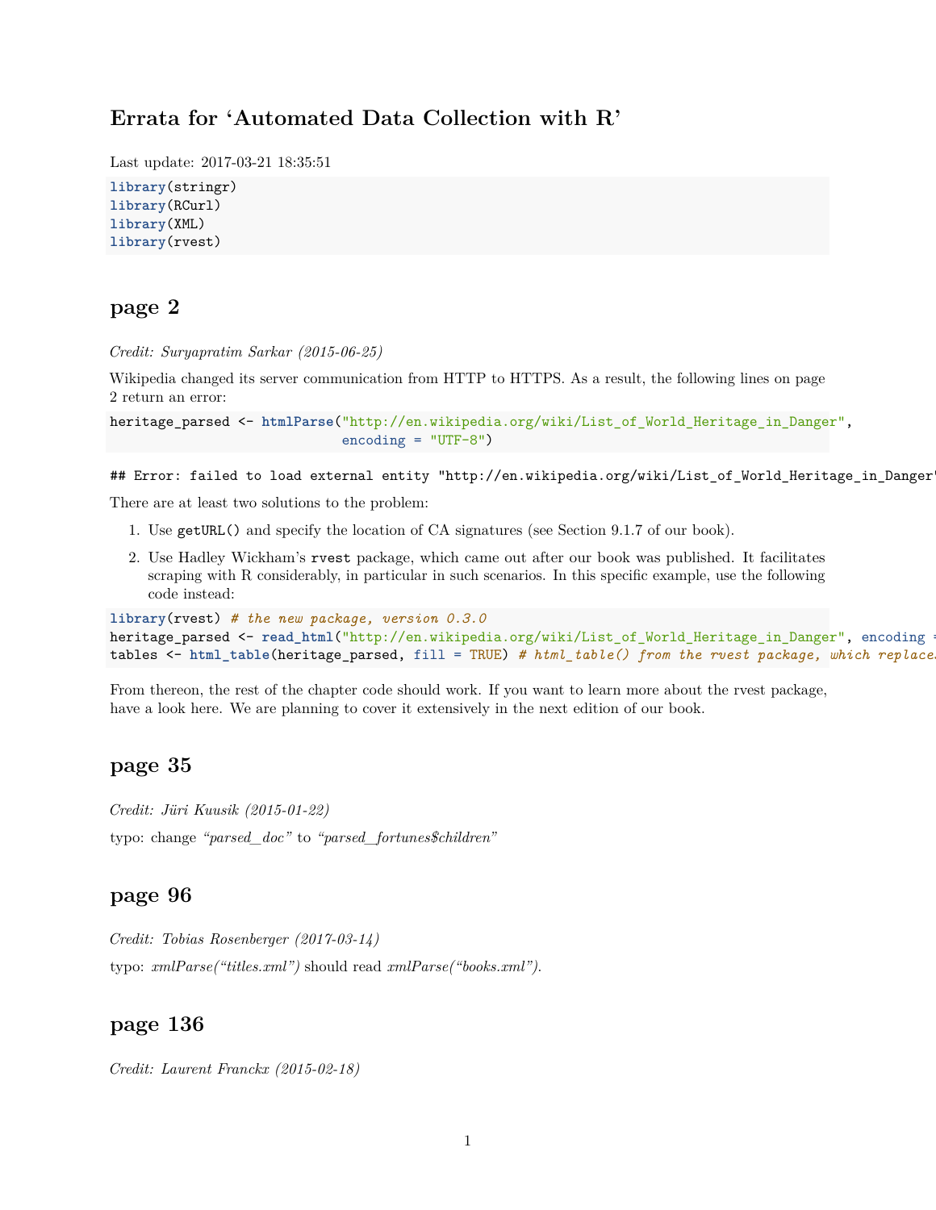# Errata for 'Automated Data Collection with R'

Last update: 2017-03-21 18:35:51

```
library(stringr)
library(RCurl)
library(XML)
library(rvest)
```

## page 2

*Credit: Suryapratim Sarkar (2015-06-25)*

Wikipedia changed its server communication from HTTP to HTTPS. As a result, the following lines on page 2 return an error:

```
heritage_parsed <- htmlParse("http://en.wikipedia.org/wiki/List_of_World_Heritage_in_Danger",
                             encoding = "UTF-8")
```

```
## Error: failed to load external entity "http://en.wikipedia.org/wiki/List_of_World_Heritage_in_Danger"
```

There are at least two solutions to the problem:

1. Use `getURL()` and specify the location of CA signatures (see Section 9.1.7 of our book).
2. Use Hadley Wickham's `rvest` package, which came out after our book was published. It facilitates scraping with R considerably, in particular in such scenarios. In this specific example, use the following code instead:

```
library(rvest) # the new package, version 0.3.0
heritage_parsed <- read_html("http://en.wikipedia.org/wiki/List_of_World_Heritage_in_Danger", encoding =
tables <- html_table(heritage_parsed, fill = TRUE) # html_table() from the rvest package, which replace
```

From thereon, the rest of the chapter code should work. If you want to learn more about the rvest package, have a look here. We are planning to cover it extensively in the next edition of our book.

## page 35

*Credit: Jüri Kuusik (2015-01-22)*

typo: change *"parsed_doc"* to *"parsed_fortunes$children"*

## page 96

*Credit: Tobias Rosenberger (2017-03-14)*

typo: *xmlParse("titles.xml")* should read *xmlParse("books.xml")*.

## page 136

*Credit: Laurent Franckx (2015-02-18)*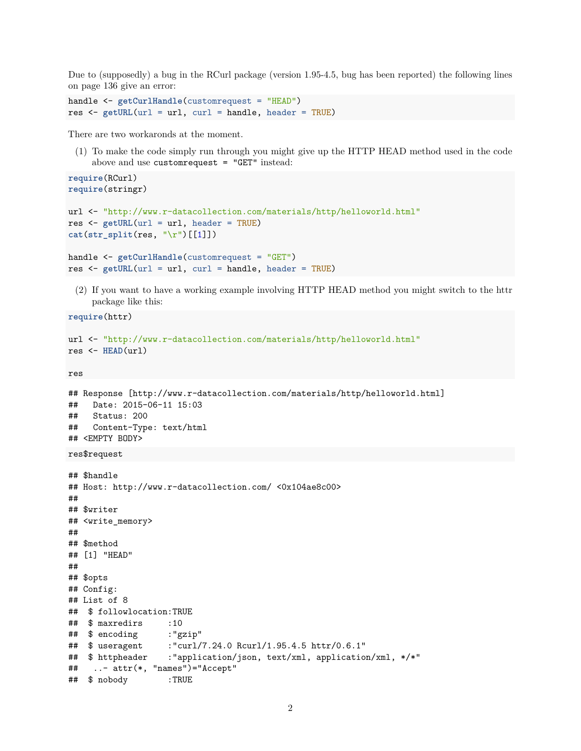Due to (supposedly) a bug in the RCurl package (version 1.95-4.5, bug has been reported) the following lines on page 136 give an error:

```
handle <- getCurlHandle(customrequest = "HEAD")
res <- getURL(url = url, curl = handle, header = TRUE)
```

There are two workaronds at the moment.

(1) To make the code simply run through you might give up the HTTP HEAD method used in the code above and use `customrequest = "GET"` instead:

```
require(RCurl)
require(stringr)

url <- "http://www.r-datacollection.com/materials/http/helloworld.html"
res <- getURL(url = url, header = TRUE)
cat(str_split(res, "\r")[[1]])

handle <- getCurlHandle(customrequest = "GET")
res <- getURL(url = url, curl = handle, header = TRUE)
```

(2) If you want to have a working example involving HTTP HEAD method you might switch to the httr package like this:

```
require(httr)

url <- "http://www.r-datacollection.com/materials/http/helloworld.html"
res <- HEAD(url)

res
```

```
## Response [http://www.r-datacollection.com/materials/http/helloworld.html]
##   Date: 2015-06-11 15:03
##   Status: 200
##   Content-Type: text/html
## <EMPTY BODY>
```

```
res$request
```

```
## $handle
## Host: http://www.r-datacollection.com/ <0x104ae8c00>
##
## $writer
## <write_memory>
##
## $method
## [1] "HEAD"
##
## $opts
## Config:
## List of 8
##  $ followlocation:TRUE
##  $ maxredirs     :10
##  $ encoding      :"gzip"
##  $ useragent     :"curl/7.24.0 Rcurl/1.95.4.5 httr/0.6.1"
##  $ httpheader    :"application/json, text/xml, application/xml, */*"
##   ..- attr(*, "names")="Accept"
##  $ nobody        :TRUE
```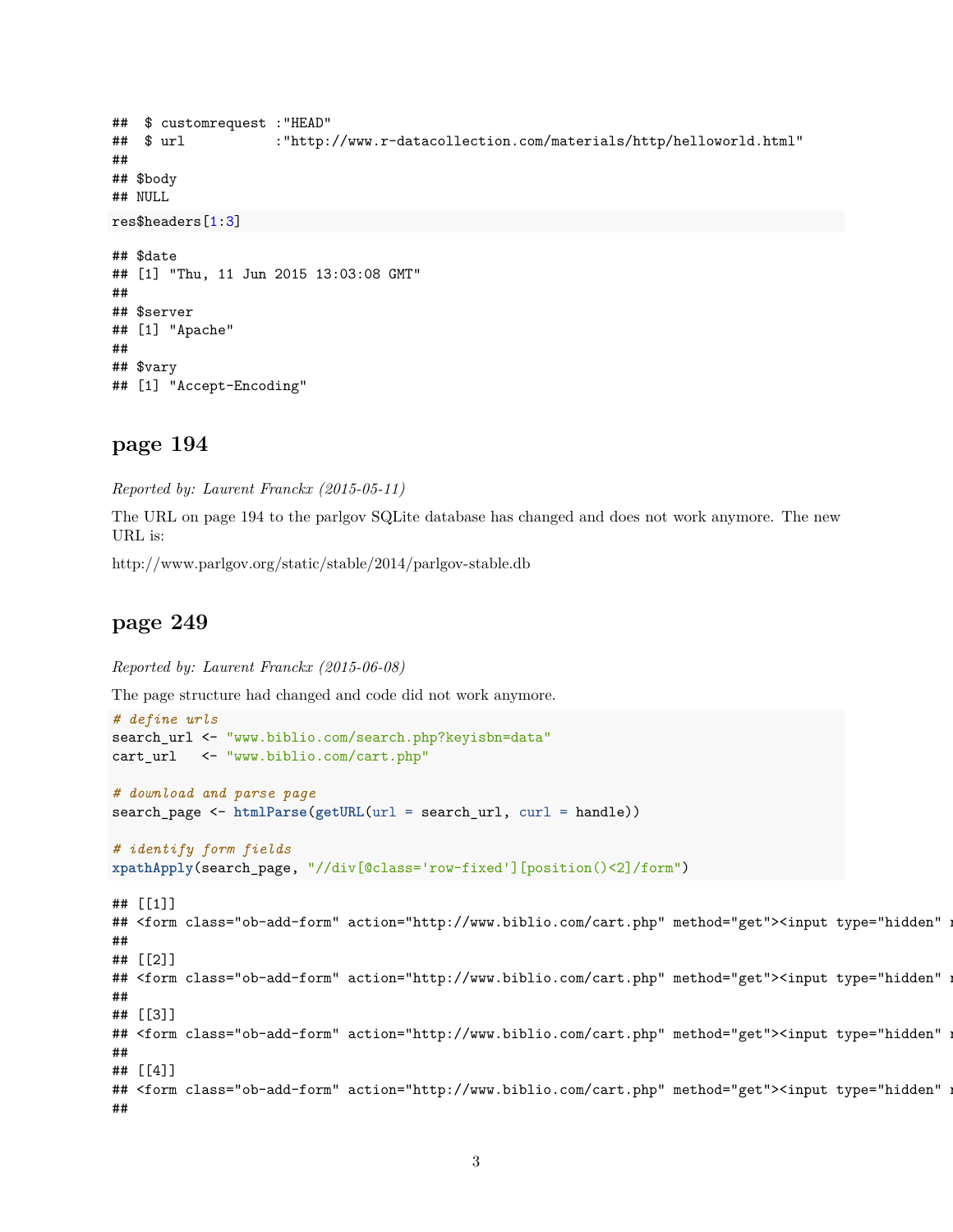```
##  $ customrequest :"HEAD"
##  $ url           :"http://www.r-datacollection.com/materials/http/helloworld.html"
##
## $body
## NULL
```

```
res$headers[1:3]
```

```
## $date
## [1] "Thu, 11 Jun 2015 13:03:08 GMT"
##
## $server
## [1] "Apache"
##
## $vary
## [1] "Accept-Encoding"
```

## page 194

*Reported by: Laurent Franckx (2015-05-11)*

The URL on page 194 to the parlgov SQLite database has changed and does not work anymore. The new URL is:

http://www.parlgov.org/static/stable/2014/parlgov-stable.db

## page 249

*Reported by: Laurent Franckx (2015-06-08)*

The page structure had changed and code did not work anymore.

```
# define urls
search_url <- "www.biblio.com/search.php?keyisbn=data"
cart_url   <- "www.biblio.com/cart.php"

# download and parse page
search_page <- htmlParse(getURL(url = search_url, curl = handle))

# identify form fields
xpathApply(search_page, "//div[@class='row-fixed'][position()<2]/form")
```

```
## [[1]]
## <form class="ob-add-form" action="http://www.biblio.com/cart.php" method="get"><input type="hidden" r
##
## [[2]]
## <form class="ob-add-form" action="http://www.biblio.com/cart.php" method="get"><input type="hidden" r
##
## [[3]]
## <form class="ob-add-form" action="http://www.biblio.com/cart.php" method="get"><input type="hidden" r
##
## [[4]]
## <form class="ob-add-form" action="http://www.biblio.com/cart.php" method="get"><input type="hidden" r
##
```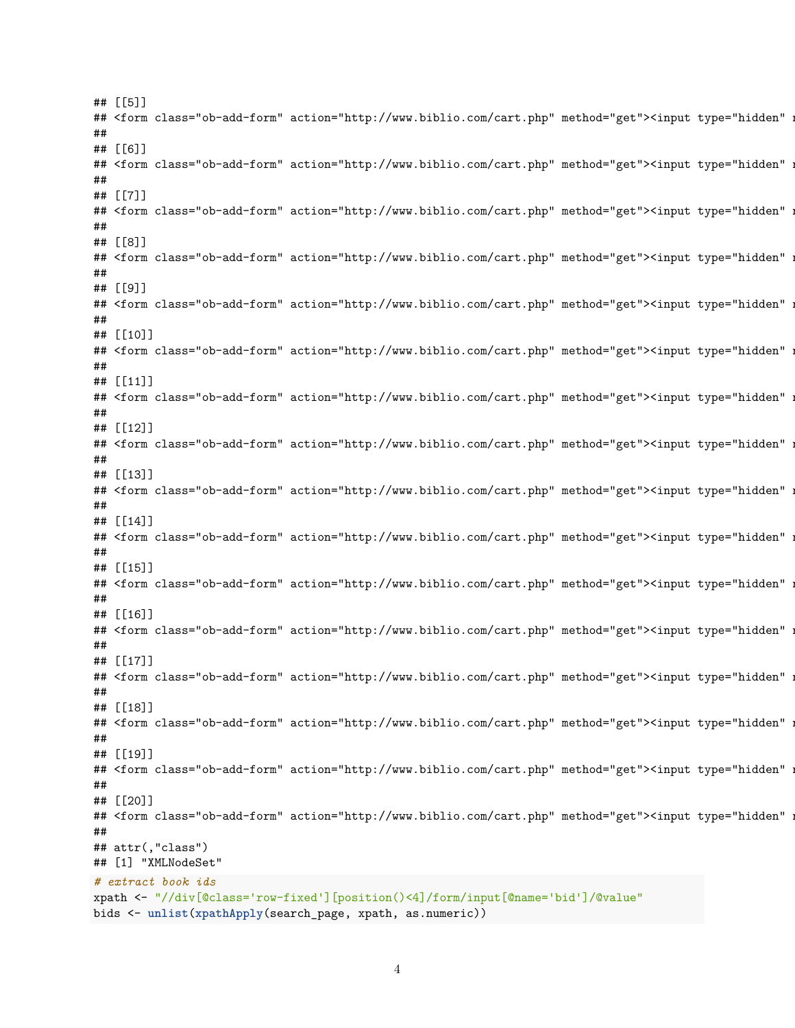```
## [[5]]
## <form class="ob-add-form" action="http://www.biblio.com/cart.php" method="get"><input type="hidden" n
##
## [[6]]
## <form class="ob-add-form" action="http://www.biblio.com/cart.php" method="get"><input type="hidden" n
##
## [[7]]
## <form class="ob-add-form" action="http://www.biblio.com/cart.php" method="get"><input type="hidden" n
##
## [[8]]
## <form class="ob-add-form" action="http://www.biblio.com/cart.php" method="get"><input type="hidden" n
##
## [[9]]
## <form class="ob-add-form" action="http://www.biblio.com/cart.php" method="get"><input type="hidden" n
##
## [[10]]
## <form class="ob-add-form" action="http://www.biblio.com/cart.php" method="get"><input type="hidden" n
##
## [[11]]
## <form class="ob-add-form" action="http://www.biblio.com/cart.php" method="get"><input type="hidden" n
##
## [[12]]
## <form class="ob-add-form" action="http://www.biblio.com/cart.php" method="get"><input type="hidden" n
##
## [[13]]
## <form class="ob-add-form" action="http://www.biblio.com/cart.php" method="get"><input type="hidden" n
##
## [[14]]
## <form class="ob-add-form" action="http://www.biblio.com/cart.php" method="get"><input type="hidden" n
##
## [[15]]
## <form class="ob-add-form" action="http://www.biblio.com/cart.php" method="get"><input type="hidden" n
##
## [[16]]
## <form class="ob-add-form" action="http://www.biblio.com/cart.php" method="get"><input type="hidden" n
##
## [[17]]
## <form class="ob-add-form" action="http://www.biblio.com/cart.php" method="get"><input type="hidden" n
##
## [[18]]
## <form class="ob-add-form" action="http://www.biblio.com/cart.php" method="get"><input type="hidden" n
##
## [[19]]
## <form class="ob-add-form" action="http://www.biblio.com/cart.php" method="get"><input type="hidden" n
##
## [[20]]
## <form class="ob-add-form" action="http://www.biblio.com/cart.php" method="get"><input type="hidden" n
##
## attr(,"class")
## [1] "XMLNodeSet"
```

```r
# extract book ids
xpath <- "//div[@class='row-fixed'][position()<4]/form/input[@name='bid']/@value"
bids <- unlist(xpathApply(search_page, xpath, as.numeric))
```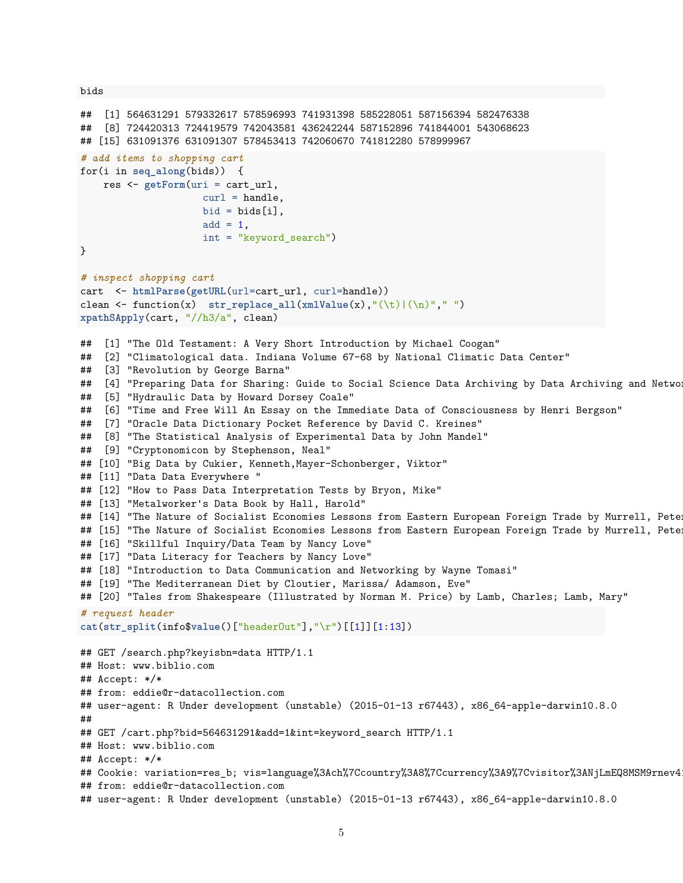```
bids
```

```
##  [1] 564631291 579332617 578596993 741931398 585228051 587156394 582476338
##  [8] 724420313 724419579 742043581 436242244 587152896 741844001 543068623
## [15] 631091376 631091307 578453413 742060670 741812280 578999967
```

```
# add items to shopping cart
for(i in seq_along(bids))  {
    res <- getForm(uri = cart_url,
                   curl = handle,
                   bid = bids[i],
                   add = 1,
                   int = "keyword_search")
}

# inspect shopping cart
cart  <- htmlParse(getURL(url=cart_url, curl=handle))
clean <- function(x)  str_replace_all(xmlValue(x),"(\t)|(\n)"," ")
xpathSApply(cart, "//h3/a", clean)
```

```
##  [1] "The Old Testament: A Very Short Introduction by Michael Coogan"
##  [2] "Climatological data. Indiana Volume 67-68 by National Climatic Data Center"
##  [3] "Revolution by George Barna"
##  [4] "Preparing Data for Sharing: Guide to Social Science Data Archiving by Data Archiving and Networ
##  [5] "Hydraulic Data by Howard Dorsey Coale"
##  [6] "Time and Free Will An Essay on the Immediate Data of Consciousness by Henri Bergson"
##  [7] "Oracle Data Dictionary Pocket Reference by David C. Kreines"
##  [8] "The Statistical Analysis of Experimental Data by John Mandel"
##  [9] "Cryptonomicon by Stephenson, Neal"
## [10] "Big Data by Cukier, Kenneth,Mayer-Schonberger, Viktor"
## [11] "Data Data Everywhere "
## [12] "How to Pass Data Interpretation Tests by Bryon, Mike"
## [13] "Metalworker's Data Book by Hall, Harold"
## [14] "The Nature of Socialist Economies Lessons from Eastern European Foreign Trade by Murrell, Peter
## [15] "The Nature of Socialist Economies Lessons from Eastern European Foreign Trade by Murrell, Peter
## [16] "Skillful Inquiry/Data Team by Nancy Love"
## [17] "Data Literacy for Teachers by Nancy Love"
## [18] "Introduction to Data Communication and Networking by Wayne Tomasi"
## [19] "The Mediterranean Diet by Cloutier, Marissa/ Adamson, Eve"
## [20] "Tales from Shakespeare (Illustrated by Norman M. Price) by Lamb, Charles; Lamb, Mary"
```

```
# request header
cat(str_split(info$value()["headerOut"],"\r")[[1]][1:13])
```

```
## GET /search.php?keyisbn=data HTTP/1.1
## Host: www.biblio.com
## Accept: */*
## from: eddie@r-datacollection.com
## user-agent: R Under development (unstable) (2015-01-13 r67443), x86_64-apple-darwin10.8.0
##
## GET /cart.php?bid=564631291&add=1&int=keyword_search HTTP/1.1
## Host: www.biblio.com
## Accept: */*
## Cookie: variation=res_b; vis=language%3Ach%7Ccountry%3A8%7Ccurrency%3A9%7Cvisitor%3ANjLmEQ8MSM9rnev4
## from: eddie@r-datacollection.com
## user-agent: R Under development (unstable) (2015-01-13 r67443), x86_64-apple-darwin10.8.0
```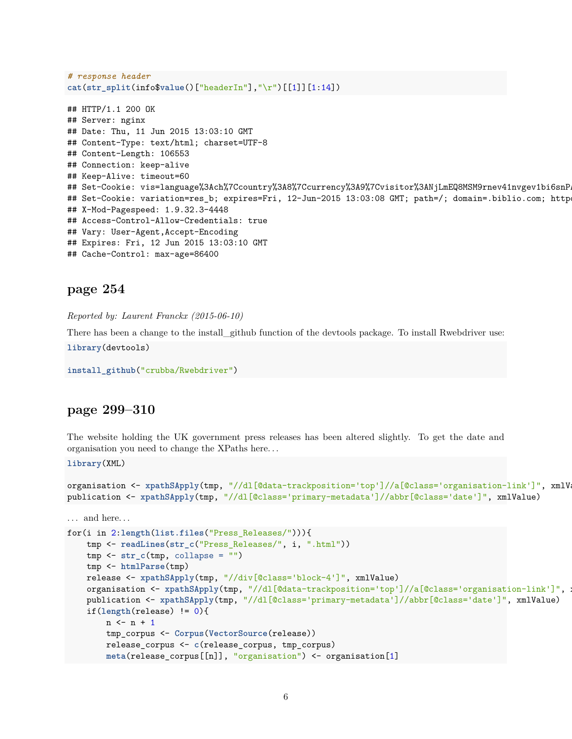```
# response header
cat(str_split(info$value()["headerIn"],"\r")[[1]][1:14])
```

```
## HTTP/1.1 200 OK
## Server: nginx
## Date: Thu, 11 Jun 2015 13:03:10 GMT
## Content-Type: text/html; charset=UTF-8
## Content-Length: 106553
## Connection: keep-alive
## Keep-Alive: timeout=60
## Set-Cookie: vis=language%3Ach%7Ccountry%3A8%7Ccurrency%3A9%7Cvisitor%3ANjLmEQ8MSM9rnev41nvgev1bi6snP
## Set-Cookie: variation=res_b; expires=Fri, 12-Jun-2015 13:03:08 GMT; path=/; domain=.biblio.com; http
## X-Mod-Pagespeed: 1.9.32.3-4448
## Access-Control-Allow-Credentials: true
## Vary: User-Agent,Accept-Encoding
## Expires: Fri, 12 Jun 2015 13:03:10 GMT
## Cache-Control: max-age=86400
```

## page 254

*Reported by: Laurent Franckx (2015-06-10)*

There has been a change to the install_github function of the devtools package. To install Rwebdriver use:

```
library(devtools)

install_github("crubba/Rwebdriver")
```

## page 299–310

The website holding the UK government press releases has been altered slightly. To get the date and organisation you need to change the XPaths here…

```
library(XML)

organisation <- xpathSApply(tmp, "//dl[@data-trackposition='top']//a[@class='organisation-link']", xmlVa
publication <- xpathSApply(tmp, "//dl[@class='primary-metadata']//abbr[@class='date']", xmlValue)
```

… and here…

```
for(i in 2:length(list.files("Press_Releases/"))){
    tmp <- readLines(str_c("Press_Releases/", i, ".html"))
    tmp <- str_c(tmp, collapse = "")
    tmp <- htmlParse(tmp)
    release <- xpathSApply(tmp, "//div[@class='block-4']", xmlValue)
    organisation <- xpathSApply(tmp, "//dl[@data-trackposition='top']//a[@class='organisation-link']", x
    publication <- xpathSApply(tmp, "//dl[@class='primary-metadata']//abbr[@class='date']", xmlValue)
    if(length(release) != 0){
        n <- n + 1
        tmp_corpus <- Corpus(VectorSource(release))
        release_corpus <- c(release_corpus, tmp_corpus)
        meta(release_corpus[[n]], "organisation") <- organisation[1]
```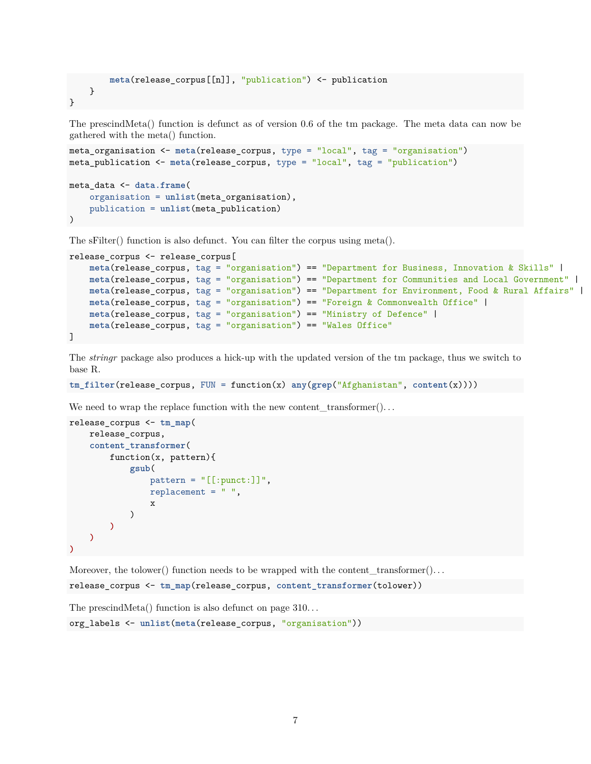```
        meta(release_corpus[[n]], "publication") <- publication
    }
}
```

The prescindMeta() function is defunct as of version 0.6 of the tm package. The meta data can now be gathered with the meta() function.

```
meta_organisation <- meta(release_corpus, type = "local", tag = "organisation")
meta_publication <- meta(release_corpus, type = "local", tag = "publication")

meta_data <- data.frame(
    organisation = unlist(meta_organisation),
    publication = unlist(meta_publication)
)
```

The sFilter() function is also defunct. You can filter the corpus using meta().

```
release_corpus <- release_corpus[
    meta(release_corpus, tag = "organisation") == "Department for Business, Innovation & Skills" |
    meta(release_corpus, tag = "organisation") == "Department for Communities and Local Government" |
    meta(release_corpus, tag = "organisation") == "Department for Environment, Food & Rural Affairs" |
    meta(release_corpus, tag = "organisation") == "Foreign & Commonwealth Office" |
    meta(release_corpus, tag = "organisation") == "Ministry of Defence" |
    meta(release_corpus, tag = "organisation") == "Wales Office"
]
```

The *stringr* package also produces a hick-up with the updated version of the tm package, thus we switch to base R.

```
tm_filter(release_corpus, FUN = function(x) any(grep("Afghanistan", content(x))))
```

We need to wrap the replace function with the new content_transformer()…

```
release_corpus <- tm_map(
    release_corpus,
    content_transformer(
        function(x, pattern){
            gsub(
                pattern = "[[:punct:]]",
                replacement = " ",
                x
            )
        )
    )
)
```

Moreover, the tolower() function needs to be wrapped with the content_transformer()…

```
release_corpus <- tm_map(release_corpus, content_transformer(tolower))
```

The prescindMeta() function is also defunct on page 310…

```
org_labels <- unlist(meta(release_corpus, "organisation"))
```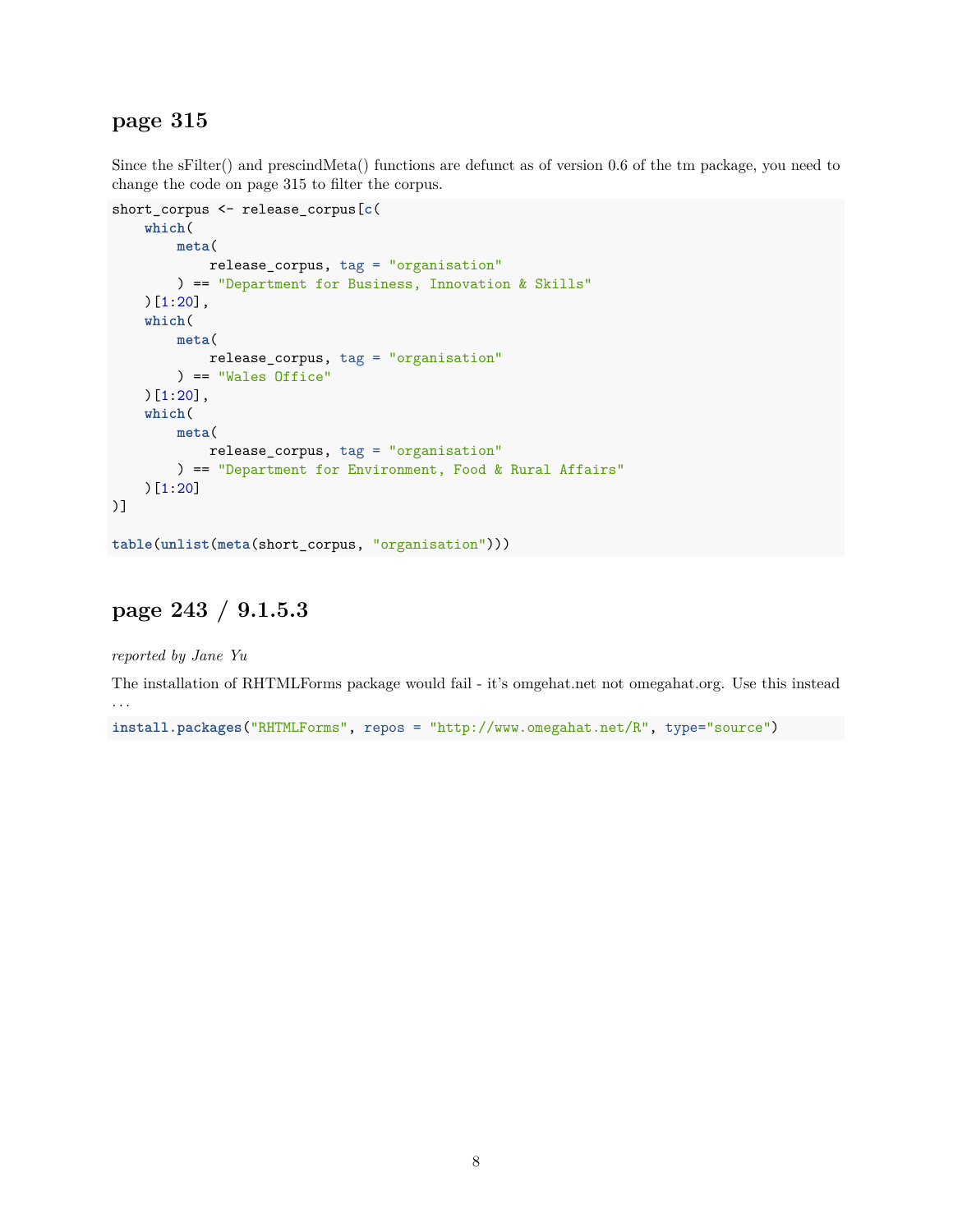## page 315

Since the sFilter() and prescindMeta() functions are defunct as of version 0.6 of the tm package, you need to change the code on page 315 to filter the corpus.

```
short_corpus <- release_corpus[c(
    which(
        meta(
            release_corpus, tag = "organisation"
        ) == "Department for Business, Innovation & Skills"
    )[1:20],
    which(
        meta(
            release_corpus, tag = "organisation"
        ) == "Wales Office"
    )[1:20],
    which(
        meta(
            release_corpus, tag = "organisation"
        ) == "Department for Environment, Food & Rural Affairs"
    )[1:20]
)]

table(unlist(meta(short_corpus, "organisation")))
```

## page 243 / 9.1.5.3

*reported by Jane Yu*

The installation of RHTMLForms package would fail - it's omgehat.net not omegahat.org. Use this instead . . .

```
install.packages("RHTMLForms", repos = "http://www.omegahat.net/R", type="source")
```